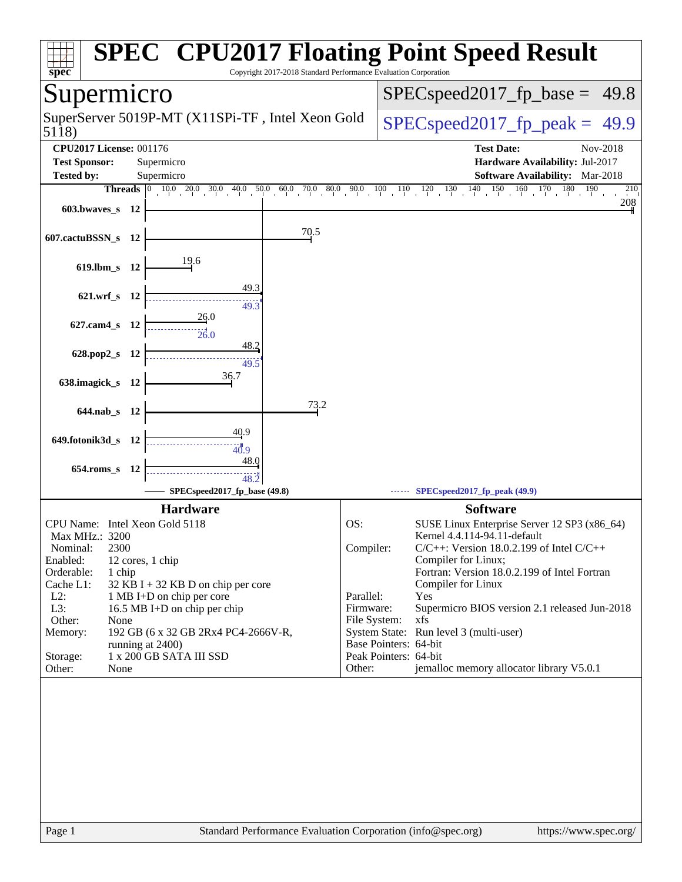# SPEC CPU2017 Floating Point Speed Result

Copyright 2017-2018 Standard Performance Evaluation Corporation

## Supermicro

SuperServer 5019P-MT (X11SPi-TF , Intel Xeon Gold 5118)

SPECspeed2017_fp_base = 49.8

SPECspeed2017_fp_peak = 49.9

**CPU2017 License:** 001176
**Test Sponsor:** Supermicro
**Tested by:** Supermicro

**Test Date:** Nov-2018
**Hardware Availability:** Jul-2017
**Software Availability:** Mar-2018

| Benchmark | Threads | Base | Peak |
|---|---|---|---|
| 603.bwaves_s | 12 | 208 | |
| 607.cactuBSSN_s | 12 | 70.5 | |
| 619.lbm_s | 12 | 19.6 | |
| 621.wrf_s | 12 | 49.3 | 49.3 |
| 627.cam4_s | 12 | 26.0 | 26.0 |
| 628.pop2_s | 12 | 48.2 | 49.5 |
| 638.imagick_s | 12 | 36.7 | |
| 644.nab_s | 12 | 73.2 | |
| 649.fotonik3d_s | 12 | 40.9 | 40.9 |
| 654.roms_s | 12 | 48.0 | 48.2 |

SPECspeed2017_fp_base (49.8) — SPECspeed2017_fp_peak (49.9)

### Hardware

| | |
|---|---|
| CPU Name: | Intel Xeon Gold 5118 |
| Max MHz.: | 3200 |
| Nominal: | 2300 |
| Enabled: | 12 cores, 1 chip |
| Orderable: | 1 chip |
| Cache L1: | 32 KB I + 32 KB D on chip per core |
| L2: | 1 MB I+D on chip per core |
| L3: | 16.5 MB I+D on chip per chip |
| Other: | None |
| Memory: | 192 GB (6 x 32 GB 2Rx4 PC4-2666V-R, running at 2400) |
| Storage: | 1 x 200 GB SATA III SSD |
| Other: | None |

### Software

| | |
|---|---|
| OS: | SUSE Linux Enterprise Server 12 SP3 (x86_64) Kernel 4.4.114-94.11-default |
| Compiler: | C/C++: Version 18.0.2.199 of Intel C/C++ Compiler for Linux; Fortran: Version 18.0.2.199 of Intel Fortran Compiler for Linux |
| Parallel: | Yes |
| Firmware: | Supermicro BIOS version 2.1 released Jun-2018 |
| File System: | xfs |
| System State: | Run level 3 (multi-user) |
| Base Pointers: | 64-bit |
| Peak Pointers: | 64-bit |
| Other: | jemalloc memory allocator library V5.0.1 |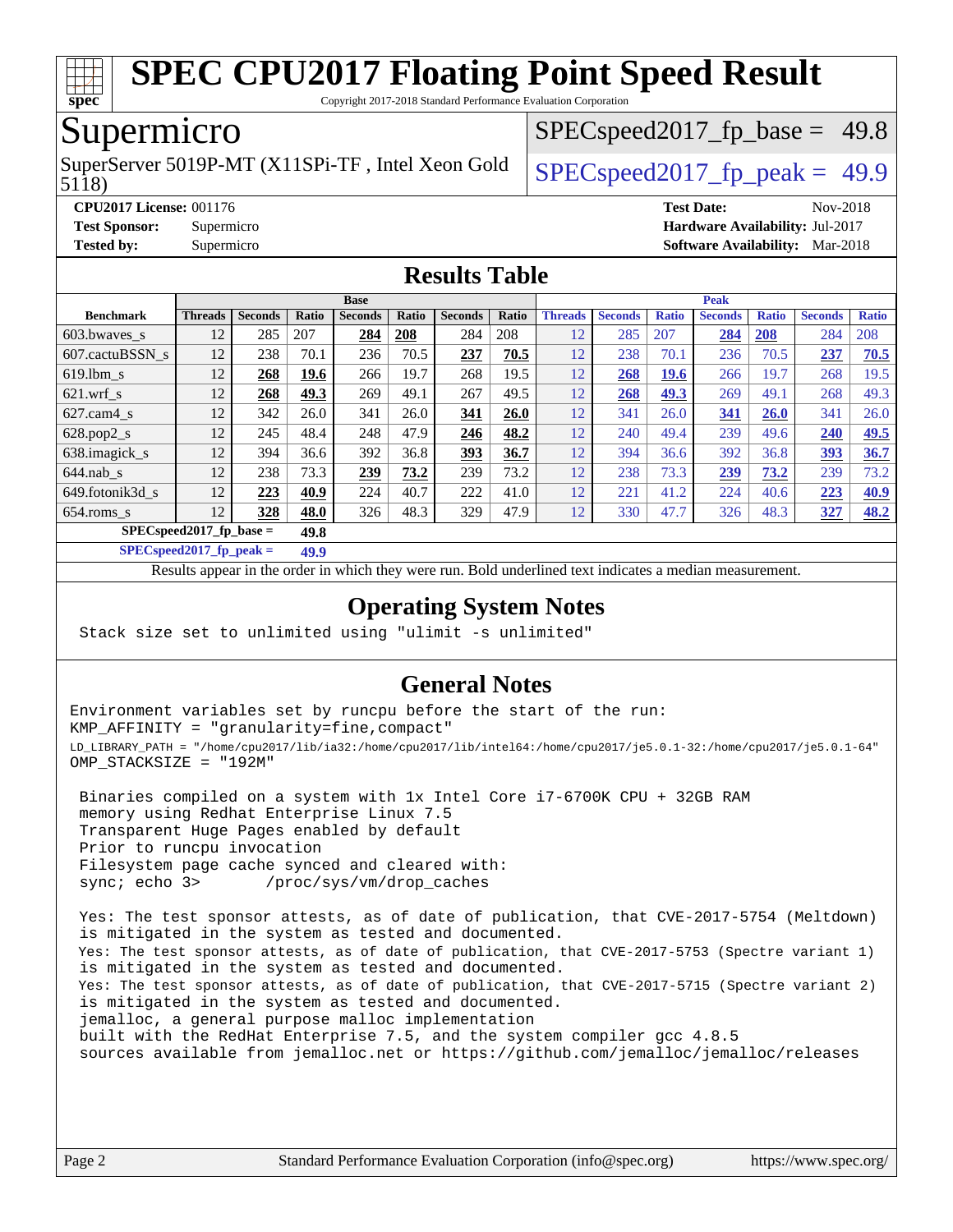# SPEC CPU2017 Floating Point Speed Result

Copyright 2017-2018 Standard Performance Evaluation Corporation

## Supermicro

SuperServer 5019P-MT (X11SPi-TF , Intel Xeon Gold 5118)

SPECspeed2017_fp_base = 49.8

SPECspeed2017_fp_peak = 49.9

**CPU2017 License:** 001176
**Test Sponsor:** Supermicro
**Tested by:** Supermicro

**Test Date:** Nov-2018
**Hardware Availability:** Jul-2017
**Software Availability:** Mar-2018

## Results Table

| | Base | | | | | | | Peak | | | | | | |
|---|---|---|---|---|---|---|---|---|---|---|---|---|---|---|
| **Benchmark** | **Threads** | **Seconds** | **Ratio** | **Seconds** | **Ratio** | **Seconds** | **Ratio** | **Threads** | **Seconds** | **Ratio** | **Seconds** | **Ratio** | **Seconds** | **Ratio** |
| 603.bwaves_s | 12 | 285 | 207 | **284** | **208** | 284 | 208 | 12 | 285 | 207 | **284** | **208** | 284 | 208 |
| 607.cactuBSSN_s | 12 | 238 | 70.1 | 236 | 70.5 | **237** | **70.5** | 12 | 238 | 70.1 | 236 | 70.5 | **237** | **70.5** |
| 619.lbm_s | 12 | **268** | **19.6** | 266 | 19.7 | 268 | 19.5 | 12 | **268** | **19.6** | 266 | 19.7 | 268 | 19.5 |
| 621.wrf_s | 12 | **268** | **49.3** | 269 | 49.1 | 267 | 49.5 | 12 | **268** | **49.3** | 269 | 49.1 | 268 | 49.3 |
| 627.cam4_s | 12 | 342 | 26.0 | 341 | 26.0 | **341** | **26.0** | 12 | 341 | 26.0 | **341** | **26.0** | 341 | 26.0 |
| 628.pop2_s | 12 | 245 | 48.4 | 248 | 47.9 | **246** | **48.2** | 12 | 240 | 49.4 | 239 | 49.6 | **240** | **49.5** |
| 638.imagick_s | 12 | 394 | 36.6 | 392 | 36.8 | **393** | **36.7** | 12 | 394 | 36.6 | 392 | 36.8 | **393** | **36.7** |
| 644.nab_s | 12 | 238 | 73.3 | **239** | **73.2** | 239 | 73.2 | 12 | 238 | 73.3 | **239** | **73.2** | 239 | 73.2 |
| 649.fotonik3d_s | 12 | **223** | **40.9** | 224 | 40.7 | 222 | 41.0 | 12 | 221 | 41.2 | 224 | 40.6 | **223** | **40.9** |
| 654.roms_s | 12 | **328** | **48.0** | 326 | 48.3 | 329 | 47.9 | 12 | 330 | 47.7 | 326 | 48.3 | **327** | **48.2** |

**SPECspeed2017_fp_base = 49.8**

**SPECspeed2017_fp_peak = 49.9**

Results appear in the order in which they were run. Bold underlined text indicates a median measurement.

## Operating System Notes

```
Stack size set to unlimited using "ulimit -s unlimited"
```

## General Notes

```
Environment variables set by runcpu before the start of the run:
KMP_AFFINITY = "granularity=fine,compact"
LD_LIBRARY_PATH = "/home/cpu2017/lib/ia32:/home/cpu2017/lib/intel64:/home/cpu2017/je5.0.1-32:/home/cpu2017/je5.0.1-64"
OMP_STACKSIZE = "192M"

 Binaries compiled on a system with 1x Intel Core i7-6700K CPU + 32GB RAM
 memory using Redhat Enterprise Linux 7.5
 Transparent Huge Pages enabled by default
 Prior to runcpu invocation
 Filesystem page cache synced and cleared with:
 sync; echo 3>       /proc/sys/vm/drop_caches

 Yes: The test sponsor attests, as of date of publication, that CVE-2017-5754 (Meltdown)
 is mitigated in the system as tested and documented.
 Yes: The test sponsor attests, as of date of publication, that CVE-2017-5753 (Spectre variant 1)
 is mitigated in the system as tested and documented.
 Yes: The test sponsor attests, as of date of publication, that CVE-2017-5715 (Spectre variant 2)
 is mitigated in the system as tested and documented.
 jemalloc, a general purpose malloc implementation
 built with the RedHat Enterprise 7.5, and the system compiler gcc 4.8.5
 sources available from jemalloc.net or https://github.com/jemalloc/jemalloc/releases
```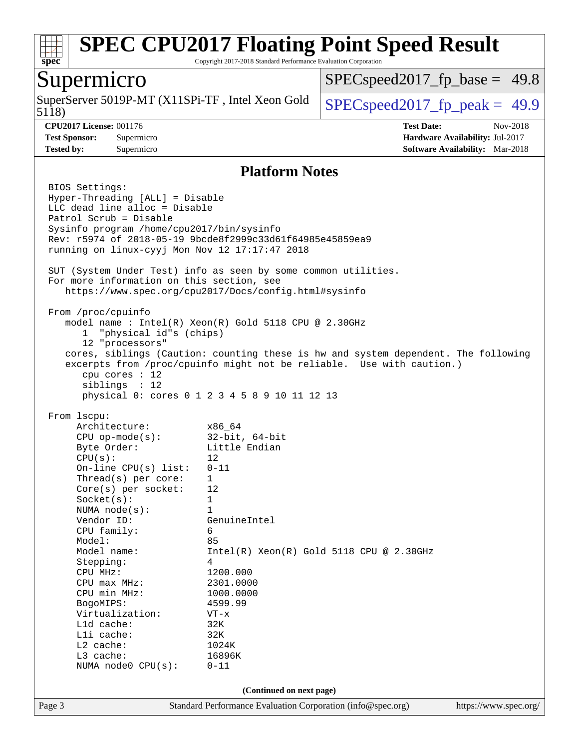## Platform Notes

```
BIOS Settings:
Hyper-Threading [ALL] = Disable
LLC dead line alloc = Disable
Patrol Scrub = Disable
Sysinfo program /home/cpu2017/bin/sysinfo
Rev: r5974 of 2018-05-19 9bcde8f2999c33d61f64985e45859ea9
running on linux-cyyj Mon Nov 12 17:17:47 2018

SUT (System Under Test) info as seen by some common utilities.
For more information on this section, see
   https://www.spec.org/cpu2017/Docs/config.html#sysinfo

From /proc/cpuinfo
   model name : Intel(R) Xeon(R) Gold 5118 CPU @ 2.30GHz
      1  "physical id"s (chips)
      12 "processors"
   cores, siblings (Caution: counting these is hw and system dependent. The following
   excerpts from /proc/cpuinfo might not be reliable.  Use with caution.)
      cpu cores : 12
      siblings  : 12
      physical 0: cores 0 1 2 3 4 5 8 9 10 11 12 13

From lscpu:
     Architecture:          x86_64
     CPU op-mode(s):        32-bit, 64-bit
     Byte Order:            Little Endian
     CPU(s):                12
     On-line CPU(s) list:   0-11
     Thread(s) per core:    1
     Core(s) per socket:    12
     Socket(s):             1
     NUMA node(s):          1
     Vendor ID:             GenuineIntel
     CPU family:            6
     Model:                 85
     Model name:            Intel(R) Xeon(R) Gold 5118 CPU @ 2.30GHz
     Stepping:              4
     CPU MHz:               1200.000
     CPU max MHz:           2301.0000
     CPU min MHz:           1000.0000
     BogoMIPS:              4599.99
     Virtualization:        VT-x
     L1d cache:             32K
     L1i cache:             32K
     L2 cache:              1024K
     L3 cache:              16896K
     NUMA node0 CPU(s):     0-11
```

(Continued on next page)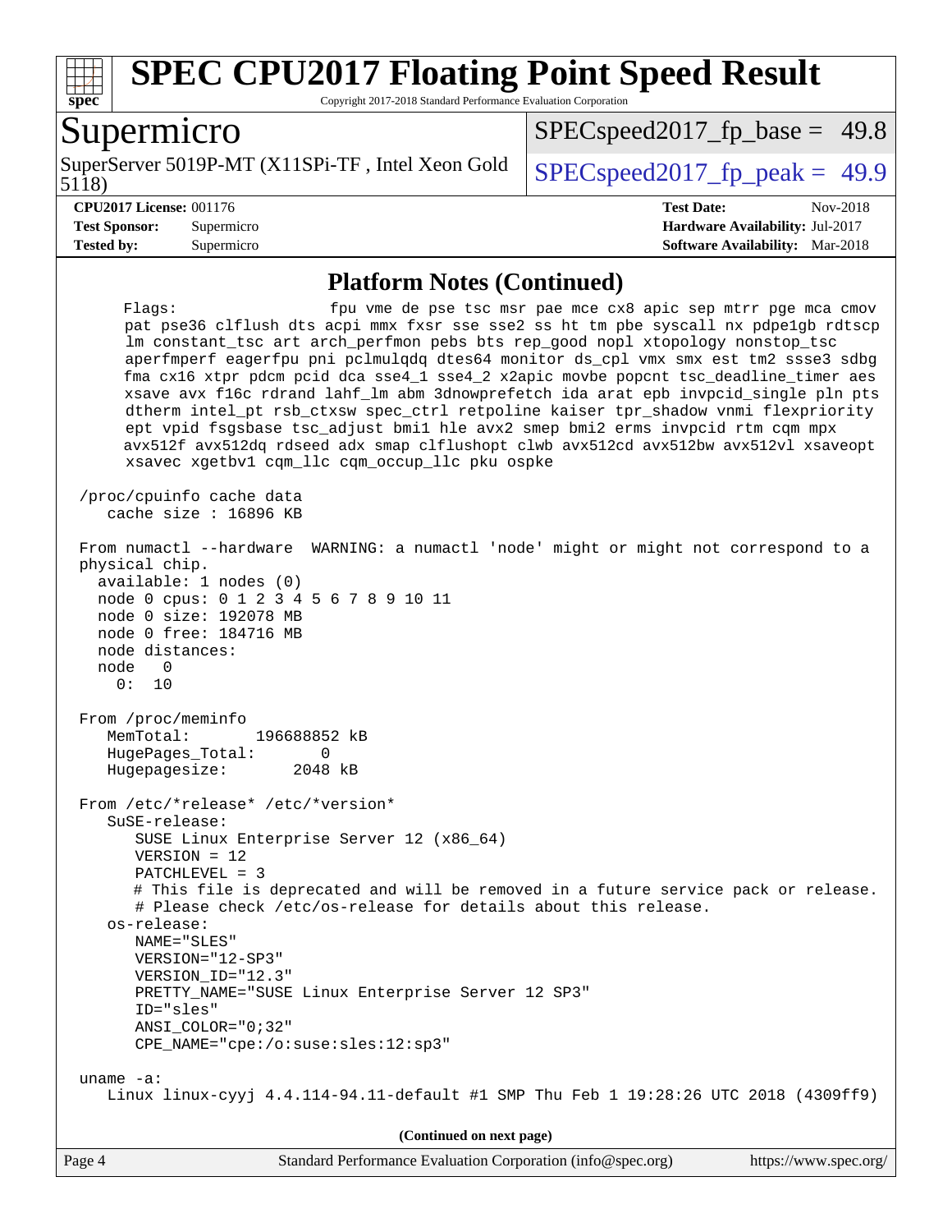## Platform Notes (Continued)

```
     Flags:                 fpu vme de pse tsc msr pae mce cx8 apic sep mtrr pge mca cmov
     pat pse36 clflush dts acpi mmx fxsr sse sse2 ss ht tm pbe syscall nx pdpe1gb rdtscp
     lm constant_tsc art arch_perfmon pebs bts rep_good nopl xtopology nonstop_tsc
     aperfmperf eagerfpu pni pclmulqdq dtes64 monitor ds_cpl vmx smx est tm2 ssse3 sdbg
     fma cx16 xtpr pdcm pcid dca sse4_1 sse4_2 x2apic movbe popcnt tsc_deadline_timer aes
     xsave avx f16c rdrand lahf_lm abm 3dnowprefetch ida arat epb invpcid_single pln pts
     dtherm intel_pt rsb_ctxsw spec_ctrl retpoline kaiser tpr_shadow vnmi flexpriority
     ept vpid fsgsbase tsc_adjust bmi1 hle avx2 smep bmi2 erms invpcid rtm cqm mpx
     avx512f avx512dq rdseed adx smap clflushopt clwb avx512cd avx512bw avx512vl xsaveopt
     xsavec xgetbv1 cqm_llc cqm_occup_llc pku ospke

 /proc/cpuinfo cache data
    cache size : 16896 KB

 From numactl --hardware  WARNING: a numactl 'node' might or might not correspond to a
 physical chip.
   available: 1 nodes (0)
   node 0 cpus: 0 1 2 3 4 5 6 7 8 9 10 11
   node 0 size: 192078 MB
   node 0 free: 184716 MB
   node distances:
   node   0
     0:  10

 From /proc/meminfo
    MemTotal:       196688852 kB
    HugePages_Total:       0
    Hugepagesize:       2048 kB

 From /etc/*release* /etc/*version*
    SuSE-release:
       SUSE Linux Enterprise Server 12 (x86_64)
       VERSION = 12
       PATCHLEVEL = 3
       # This file is deprecated and will be removed in a future service pack or release.
       # Please check /etc/os-release for details about this release.
    os-release:
       NAME="SLES"
       VERSION="12-SP3"
       VERSION_ID="12.3"
       PRETTY_NAME="SUSE Linux Enterprise Server 12 SP3"
       ID="sles"
       ANSI_COLOR="0;32"
       CPE_NAME="cpe:/o:suse:sles:12:sp3"

 uname -a:
    Linux linux-cyyj 4.4.114-94.11-default #1 SMP Thu Feb 1 19:28:26 UTC 2018 (4309ff9)
```

(Continued on next page)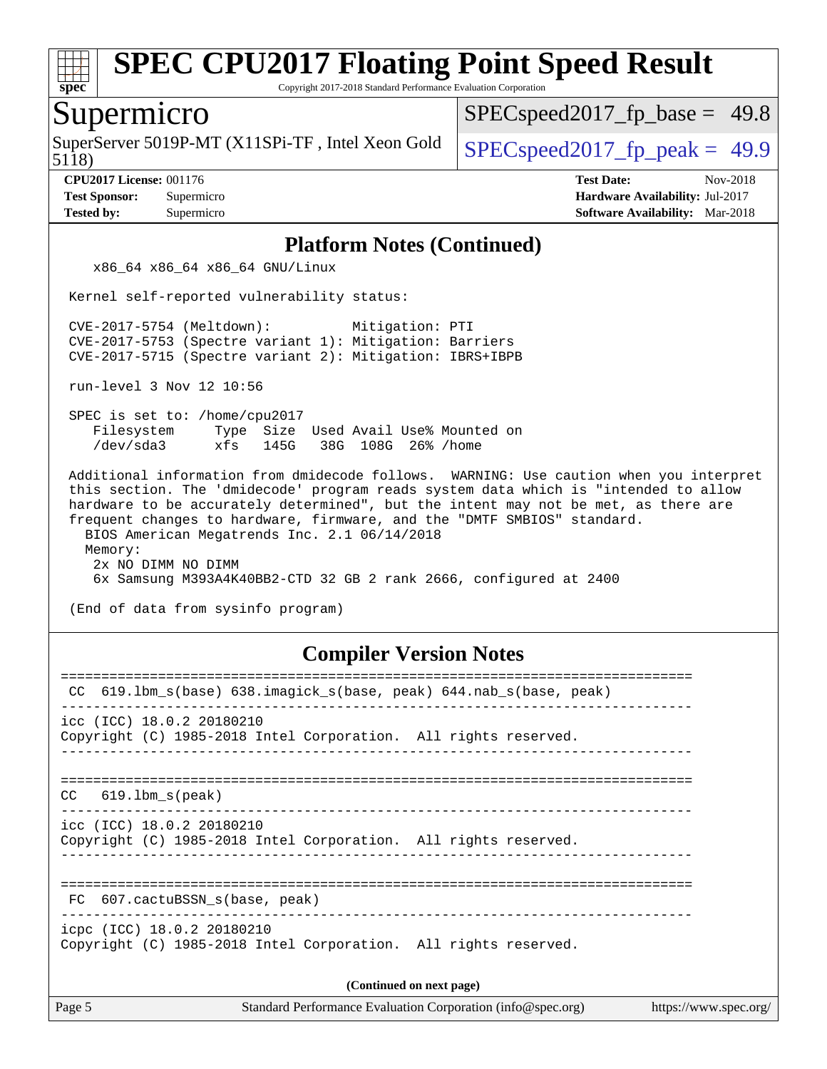## Platform Notes (Continued)

```
    x86_64 x86_64 x86_64 GNU/Linux

 Kernel self-reported vulnerability status:

 CVE-2017-5754 (Meltdown):          Mitigation: PTI
 CVE-2017-5753 (Spectre variant 1): Mitigation: Barriers
 CVE-2017-5715 (Spectre variant 2): Mitigation: IBRS+IBPB

 run-level 3 Nov 12 10:56

 SPEC is set to: /home/cpu2017
    Filesystem     Type  Size  Used Avail Use% Mounted on
    /dev/sda3      xfs   145G   38G  108G  26% /home

 Additional information from dmidecode follows.  WARNING: Use caution when you interpret
 this section. The 'dmidecode' program reads system data which is "intended to allow
 hardware to be accurately determined", but the intent may not be met, as there are
 frequent changes to hardware, firmware, and the "DMTF SMBIOS" standard.
   BIOS American Megatrends Inc. 2.1 06/14/2018
   Memory:
    2x NO DIMM NO DIMM
    6x Samsung M393A4K40BB2-CTD 32 GB 2 rank 2666, configured at 2400

 (End of data from sysinfo program)
```

## Compiler Version Notes

```
==============================================================================
 CC  619.lbm_s(base) 638.imagick_s(base, peak) 644.nab_s(base, peak)
------------------------------------------------------------------------------
icc (ICC) 18.0.2 20180210
Copyright (C) 1985-2018 Intel Corporation.  All rights reserved.
------------------------------------------------------------------------------

==============================================================================
CC   619.lbm_s(peak)
------------------------------------------------------------------------------
icc (ICC) 18.0.2 20180210
Copyright (C) 1985-2018 Intel Corporation.  All rights reserved.
------------------------------------------------------------------------------

==============================================================================
 FC  607.cactuBSSN_s(base, peak)
------------------------------------------------------------------------------
icpc (ICC) 18.0.2 20180210
Copyright (C) 1985-2018 Intel Corporation.  All rights reserved.
```

**(Continued on next page)**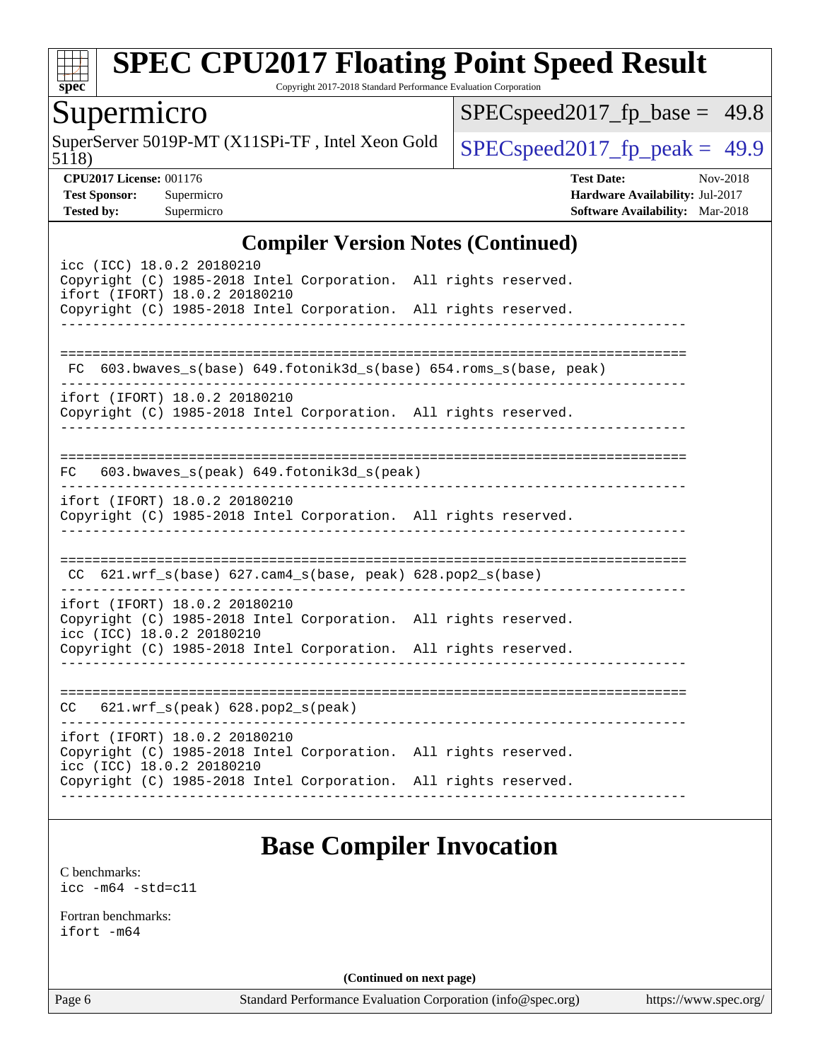## Compiler Version Notes (Continued)

```
icc (ICC) 18.0.2 20180210
Copyright (C) 1985-2018 Intel Corporation.  All rights reserved.
ifort (IFORT) 18.0.2 20180210
Copyright (C) 1985-2018 Intel Corporation.  All rights reserved.
------------------------------------------------------------------------------

==============================================================================
 FC  603.bwaves_s(base) 649.fotonik3d_s(base) 654.roms_s(base, peak)
------------------------------------------------------------------------------
ifort (IFORT) 18.0.2 20180210
Copyright (C) 1985-2018 Intel Corporation.  All rights reserved.
------------------------------------------------------------------------------

==============================================================================
 FC   603.bwaves_s(peak) 649.fotonik3d_s(peak)
------------------------------------------------------------------------------
ifort (IFORT) 18.0.2 20180210
Copyright (C) 1985-2018 Intel Corporation.  All rights reserved.
------------------------------------------------------------------------------

==============================================================================
 CC  621.wrf_s(base) 627.cam4_s(base, peak) 628.pop2_s(base)
------------------------------------------------------------------------------
ifort (IFORT) 18.0.2 20180210
Copyright (C) 1985-2018 Intel Corporation.  All rights reserved.
icc (ICC) 18.0.2 20180210
Copyright (C) 1985-2018 Intel Corporation.  All rights reserved.
------------------------------------------------------------------------------

==============================================================================
 CC   621.wrf_s(peak) 628.pop2_s(peak)
------------------------------------------------------------------------------
ifort (IFORT) 18.0.2 20180210
Copyright (C) 1985-2018 Intel Corporation.  All rights reserved.
icc (ICC) 18.0.2 20180210
Copyright (C) 1985-2018 Intel Corporation.  All rights reserved.
------------------------------------------------------------------------------
```

## Base Compiler Invocation

C benchmarks:
`icc -m64 -std=c11`

Fortran benchmarks:
`ifort -m64`

(Continued on next page)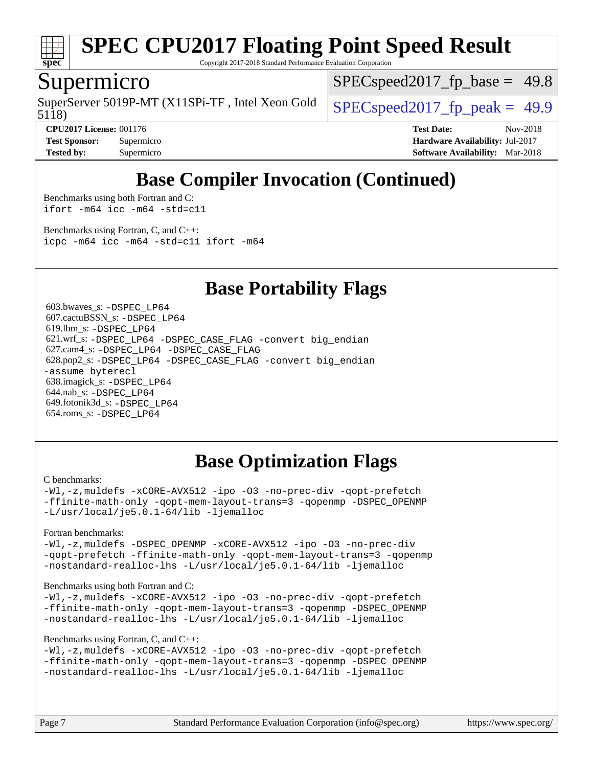## Base Compiler Invocation (Continued)

Benchmarks using both Fortran and C:
```
ifort -m64 icc -m64 -std=c11
```

Benchmarks using Fortran, C, and C++:
```
icpc -m64 icc -m64 -std=c11 ifort -m64
```

## Base Portability Flags

603.bwaves_s: -DSPEC_LP64
607.cactuBSSN_s: -DSPEC_LP64
619.lbm_s: -DSPEC_LP64
621.wrf_s: -DSPEC_LP64 -DSPEC_CASE_FLAG -convert big_endian
627.cam4_s: -DSPEC_LP64 -DSPEC_CASE_FLAG
628.pop2_s: -DSPEC_LP64 -DSPEC_CASE_FLAG -convert big_endian -assume byterecl
638.imagick_s: -DSPEC_LP64
644.nab_s: -DSPEC_LP64
649.fotonik3d_s: -DSPEC_LP64
654.roms_s: -DSPEC_LP64

## Base Optimization Flags

C benchmarks:
```
-Wl,-z,muldefs -xCORE-AVX512 -ipo -O3 -no-prec-div -qopt-prefetch
-ffinite-math-only -qopt-mem-layout-trans=3 -qopenmp -DSPEC_OPENMP
-L/usr/local/je5.0.1-64/lib -ljemalloc
```

Fortran benchmarks:
```
-Wl,-z,muldefs -DSPEC_OPENMP -xCORE-AVX512 -ipo -O3 -no-prec-div
-qopt-prefetch -ffinite-math-only -qopt-mem-layout-trans=3 -qopenmp
-nostandard-realloc-lhs -L/usr/local/je5.0.1-64/lib -ljemalloc
```

Benchmarks using both Fortran and C:
```
-Wl,-z,muldefs -xCORE-AVX512 -ipo -O3 -no-prec-div -qopt-prefetch
-ffinite-math-only -qopt-mem-layout-trans=3 -qopenmp -DSPEC_OPENMP
-nostandard-realloc-lhs -L/usr/local/je5.0.1-64/lib -ljemalloc
```

Benchmarks using Fortran, C, and C++:
```
-Wl,-z,muldefs -xCORE-AVX512 -ipo -O3 -no-prec-div -qopt-prefetch
-ffinite-math-only -qopt-mem-layout-trans=3 -qopenmp -DSPEC_OPENMP
-nostandard-realloc-lhs -L/usr/local/je5.0.1-64/lib -ljemalloc
```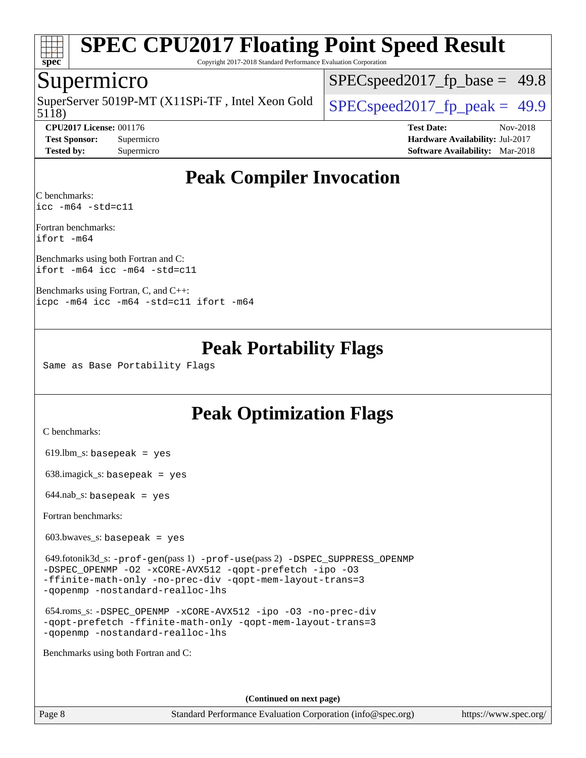# Peak Compiler Invocation

C benchmarks:
```
icc -m64 -std=c11
```

Fortran benchmarks:
```
ifort -m64
```

Benchmarks using both Fortran and C:
```
ifort -m64 icc -m64 -std=c11
```

Benchmarks using Fortran, C, and C++:
```
icpc -m64 icc -m64 -std=c11 ifort -m64
```

# Peak Portability Flags

Same as Base Portability Flags

# Peak Optimization Flags

C benchmarks:

619.lbm_s: `basepeak = yes`

638.imagick_s: `basepeak = yes`

644.nab_s: `basepeak = yes`

Fortran benchmarks:

603.bwaves_s: `basepeak = yes`

649.fotonik3d_s: `-prof-gen`(pass 1) `-prof-use`(pass 2) `-DSPEC_SUPPRESS_OPENMP -DSPEC_OPENMP -O2 -xCORE-AVX512 -qopt-prefetch -ipo -O3 -ffinite-math-only -no-prec-div -qopt-mem-layout-trans=3 -qopenmp -nostandard-realloc-lhs`

654.roms_s: `-DSPEC_OPENMP -xCORE-AVX512 -ipo -O3 -no-prec-div -qopt-prefetch -ffinite-math-only -qopt-mem-layout-trans=3 -qopenmp -nostandard-realloc-lhs`

Benchmarks using both Fortran and C:

**(Continued on next page)**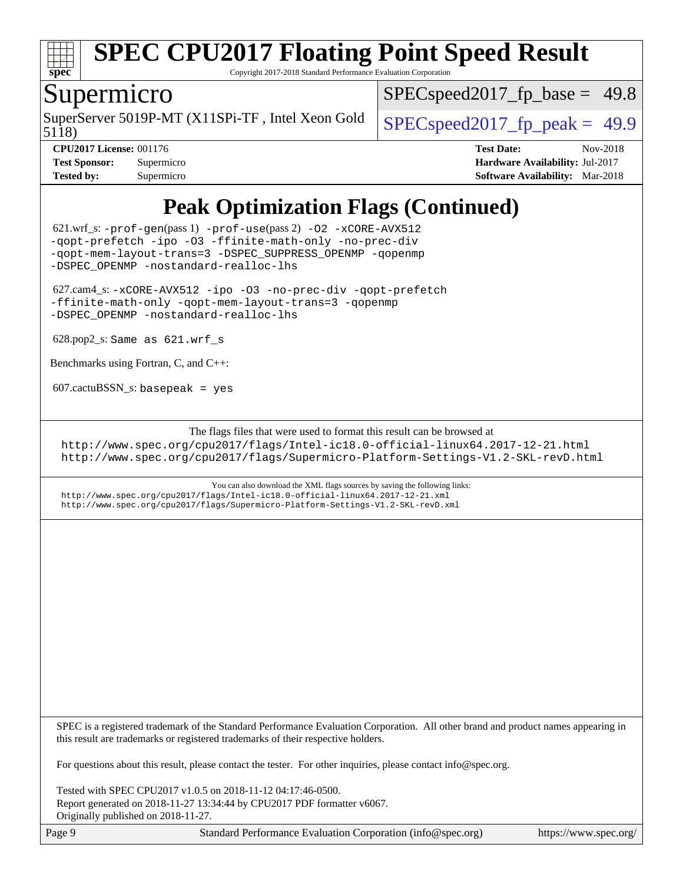# SPEC CPU2017 Floating Point Speed Result

Copyright 2017-2018 Standard Performance Evaluation Corporation

## Supermicro

SuperServer 5019P-MT (X11SPi-TF , Intel Xeon Gold 5118)

SPECspeed2017_fp_base = 49.8

SPECspeed2017_fp_peak = 49.9

**CPU2017 License:** 001176
**Test Sponsor:** Supermicro
**Tested by:** Supermicro

**Test Date:** Nov-2018
**Hardware Availability:** Jul-2017
**Software Availability:** Mar-2018

## Peak Optimization Flags (Continued)

621.wrf_s: -prof-gen(pass 1) -prof-use(pass 2) -O2 -xCORE-AVX512 -qopt-prefetch -ipo -O3 -ffinite-math-only -no-prec-div -qopt-mem-layout-trans=3 -DSPEC_SUPPRESS_OPENMP -qopenmp -DSPEC_OPENMP -nostandard-realloc-lhs

627.cam4_s: -xCORE-AVX512 -ipo -O3 -no-prec-div -qopt-prefetch -ffinite-math-only -qopt-mem-layout-trans=3 -qopenmp -DSPEC_OPENMP -nostandard-realloc-lhs

628.pop2_s: Same as 621.wrf_s

Benchmarks using Fortran, C, and C++:

607.cactuBSSN_s: basepeak = yes

The flags files that were used to format this result can be browsed at
http://www.spec.org/cpu2017/flags/Intel-ic18.0-official-linux64.2017-12-21.html
http://www.spec.org/cpu2017/flags/Supermicro-Platform-Settings-V1.2-SKL-revD.html

You can also download the XML flags sources by saving the following links:
http://www.spec.org/cpu2017/flags/Intel-ic18.0-official-linux64.2017-12-21.xml
http://www.spec.org/cpu2017/flags/Supermicro-Platform-Settings-V1.2-SKL-revD.xml

SPEC is a registered trademark of the Standard Performance Evaluation Corporation. All other brand and product names appearing in this result are trademarks or registered trademarks of their respective holders.

For questions about this result, please contact the tester. For other inquiries, please contact info@spec.org.

Tested with SPEC CPU2017 v1.0.5 on 2018-11-12 04:17:46-0500.
Report generated on 2018-11-27 13:34:44 by CPU2017 PDF formatter v6067.
Originally published on 2018-11-27.